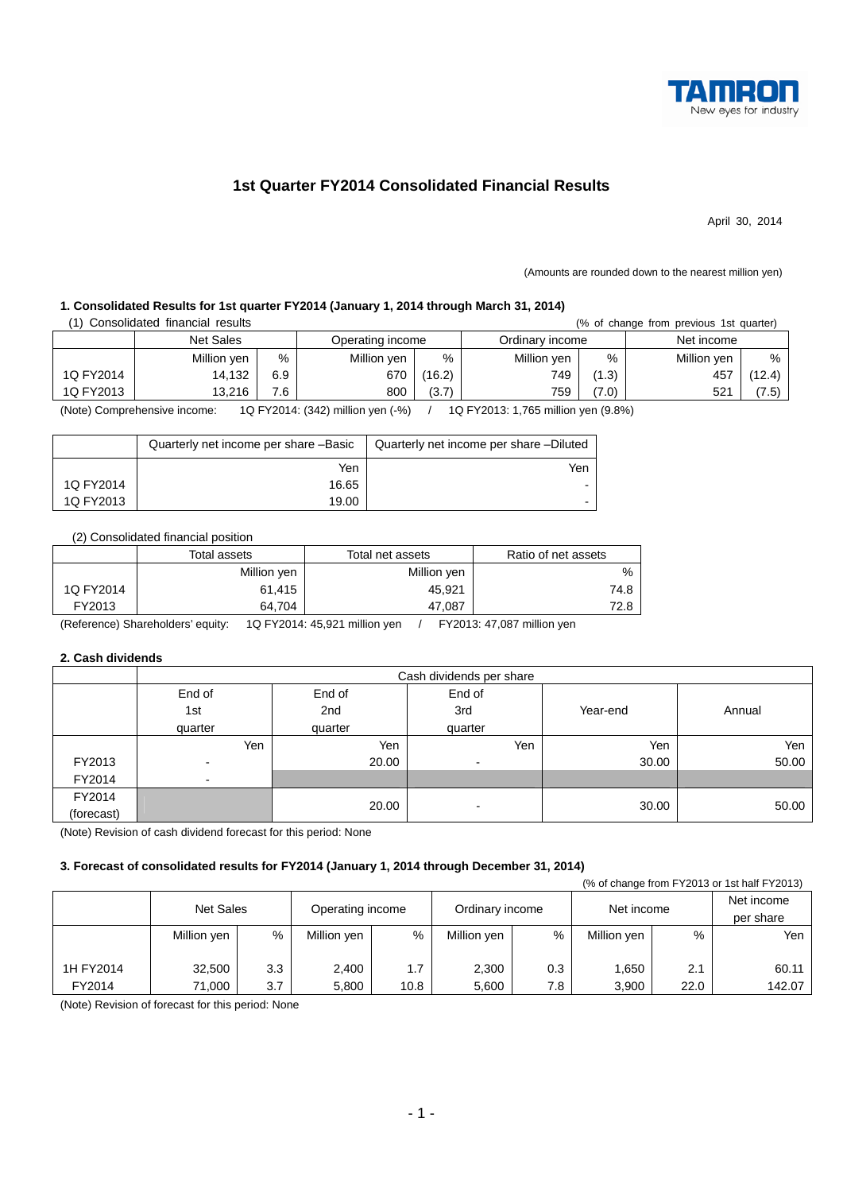TAMRON
New eyes for industry

# 1st Quarter FY2014 Consolidated Financial Results

April 30, 2014

(Amounts are rounded down to the nearest million yen)

### 1. Consolidated Results for 1st quarter FY2014 (January 1, 2014 through March 31, 2014)

(1) Consolidated financial results (% of change from previous 1st quarter)

| | Net Sales | | Operating income | | Ordinary income | | Net income | |
|---|---|---|---|---|---|---|---|---|
| | Million yen | % | Million yen | % | Million yen | % | Million yen | % |
| 1Q FY2014 | 14,132 | 6.9 | 670 | (16.2) | 749 | (1.3) | 457 | (12.4) |
| 1Q FY2013 | 13,216 | 7.6 | 800 | (3.7) | 759 | (7.0) | 521 | (7.5) |

(Note) Comprehensive income: 1Q FY2014: (342) million yen (-%) / 1Q FY2013: 1,765 million yen (9.8%)

| | Quarterly net income per share –Basic | Quarterly net income per share –Diluted |
|---|---|---|
| | Yen | Yen |
| 1Q FY2014 | 16.65 | - |
| 1Q FY2013 | 19.00 | - |

(2) Consolidated financial position

| | Total assets | Total net assets | Ratio of net assets |
|---|---|---|---|
| | Million yen | Million yen | % |
| 1Q FY2014 | 61,415 | 45,921 | 74.8 |
| FY2013 | 64,704 | 47,087 | 72.8 |

(Reference) Shareholders' equity: 1Q FY2014: 45,921 million yen / FY2013: 47,087 million yen

### 2. Cash dividends

| | Cash dividends per share | | | | |
|---|---|---|---|---|---|
| | End of 1st quarter | End of 2nd quarter | End of 3rd quarter | Year-end | Annual |
| | Yen | Yen | Yen | Yen | Yen |
| FY2013 | - | 20.00 | - | 30.00 | 50.00 |
| FY2014 | - | | | | |
| FY2014 (forecast) | | 20.00 | - | 30.00 | 50.00 |

(Note) Revision of cash dividend forecast for this period: None

### 3. Forecast of consolidated results for FY2014 (January 1, 2014 through December 31, 2014)

(% of change from FY2013 or 1st half FY2013)

| | Net Sales | | Operating income | | Ordinary income | | Net income | | Net income per share |
|---|---|---|---|---|---|---|---|---|---|
| | Million yen | % | Million yen | % | Million yen | % | Million yen | % | Yen |
| 1H FY2014 | 32,500 | 3.3 | 2,400 | 1.7 | 2,300 | 0.3 | 1,650 | 2.1 | 60.11 |
| FY2014 | 71,000 | 3.7 | 5,800 | 10.8 | 5,600 | 7.8 | 3,900 | 22.0 | 142.07 |

(Note) Revision of forecast for this period: None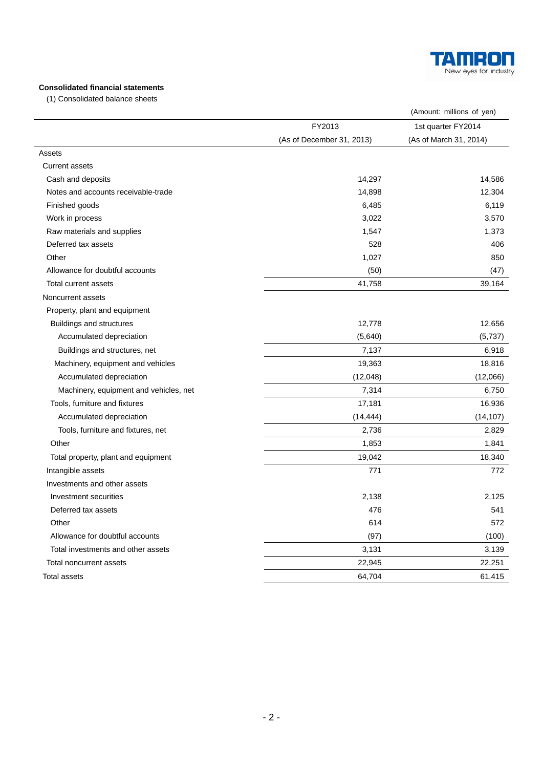**Consolidated financial statements**

(1) Consolidated balance sheets

(Amount: millions of yen)

| | FY2013 (As of December 31, 2013) | 1st quarter FY2014 (As of March 31, 2014) |
|---|---|---|
| Assets | | |
| Current assets | | |
| Cash and deposits | 14,297 | 14,586 |
| Notes and accounts receivable-trade | 14,898 | 12,304 |
| Finished goods | 6,485 | 6,119 |
| Work in process | 3,022 | 3,570 |
| Raw materials and supplies | 1,547 | 1,373 |
| Deferred tax assets | 528 | 406 |
| Other | 1,027 | 850 |
| Allowance for doubtful accounts | (50) | (47) |
| Total current assets | 41,758 | 39,164 |
| Noncurrent assets | | |
| Property, plant and equipment | | |
| Buildings and structures | 12,778 | 12,656 |
| Accumulated depreciation | (5,640) | (5,737) |
| Buildings and structures, net | 7,137 | 6,918 |
| Machinery, equipment and vehicles | 19,363 | 18,816 |
| Accumulated depreciation | (12,048) | (12,066) |
| Machinery, equipment and vehicles, net | 7,314 | 6,750 |
| Tools, furniture and fixtures | 17,181 | 16,936 |
| Accumulated depreciation | (14,444) | (14,107) |
| Tools, furniture and fixtures, net | 2,736 | 2,829 |
| Other | 1,853 | 1,841 |
| Total property, plant and equipment | 19,042 | 18,340 |
| Intangible assets | 771 | 772 |
| Investments and other assets | | |
| Investment securities | 2,138 | 2,125 |
| Deferred tax assets | 476 | 541 |
| Other | 614 | 572 |
| Allowance for doubtful accounts | (97) | (100) |
| Total investments and other assets | 3,131 | 3,139 |
| Total noncurrent assets | 22,945 | 22,251 |
| Total assets | 64,704 | 61,415 |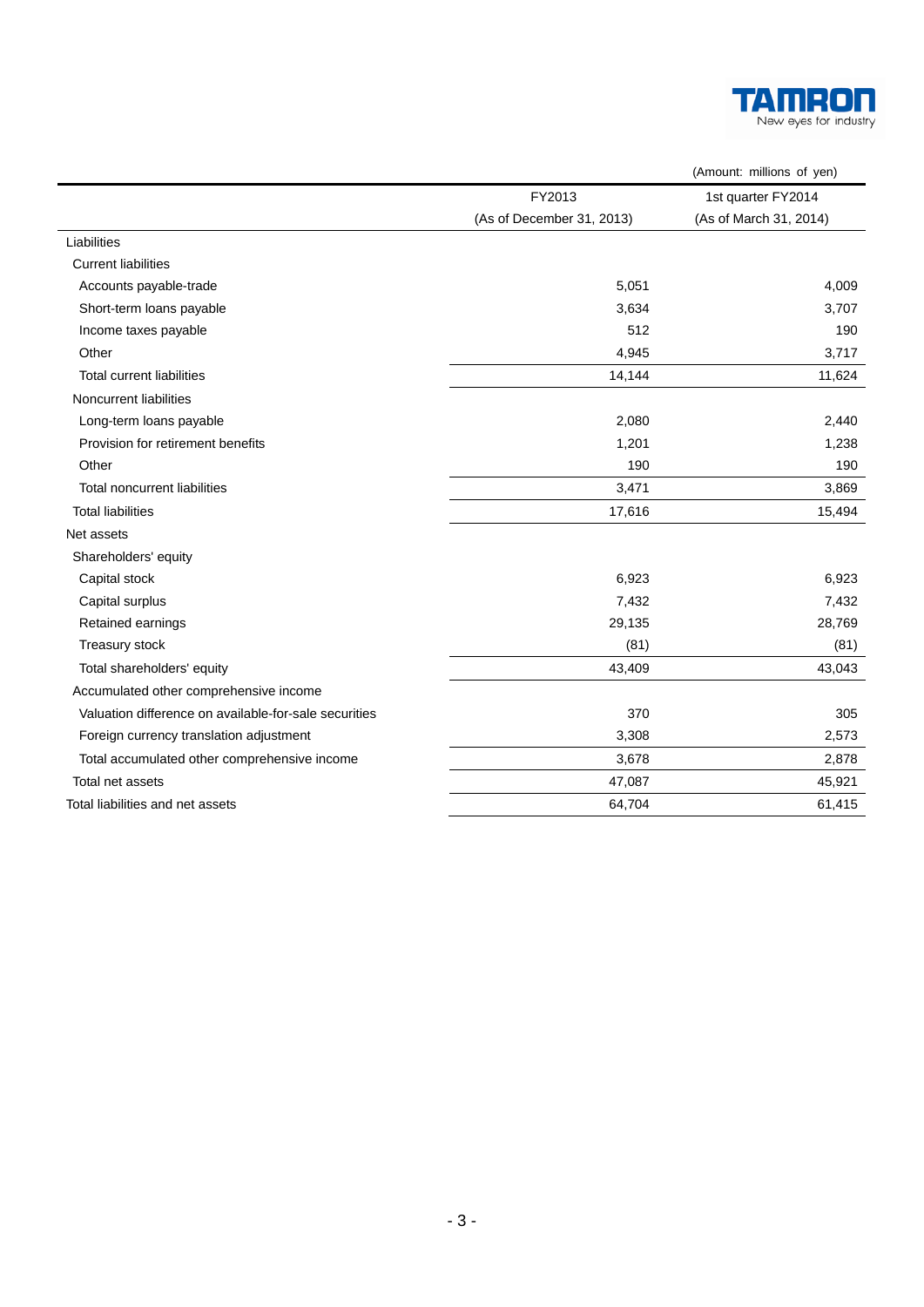(Amount: millions of yen)

| | FY2013 (As of December 31, 2013) | 1st quarter FY2014 (As of March 31, 2014) |
|---|---:|---:|
| Liabilities | | |
| Current liabilities | | |
| Accounts payable-trade | 5,051 | 4,009 |
| Short-term loans payable | 3,634 | 3,707 |
| Income taxes payable | 512 | 190 |
| Other | 4,945 | 3,717 |
| Total current liabilities | 14,144 | 11,624 |
| Noncurrent liabilities | | |
| Long-term loans payable | 2,080 | 2,440 |
| Provision for retirement benefits | 1,201 | 1,238 |
| Other | 190 | 190 |
| Total noncurrent liabilities | 3,471 | 3,869 |
| Total liabilities | 17,616 | 15,494 |
| Net assets | | |
| Shareholders' equity | | |
| Capital stock | 6,923 | 6,923 |
| Capital surplus | 7,432 | 7,432 |
| Retained earnings | 29,135 | 28,769 |
| Treasury stock | (81) | (81) |
| Total shareholders' equity | 43,409 | 43,043 |
| Accumulated other comprehensive income | | |
| Valuation difference on available-for-sale securities | 370 | 305 |
| Foreign currency translation adjustment | 3,308 | 2,573 |
| Total accumulated other comprehensive income | 3,678 | 2,878 |
| Total net assets | 47,087 | 45,921 |
| Total liabilities and net assets | 64,704 | 61,415 |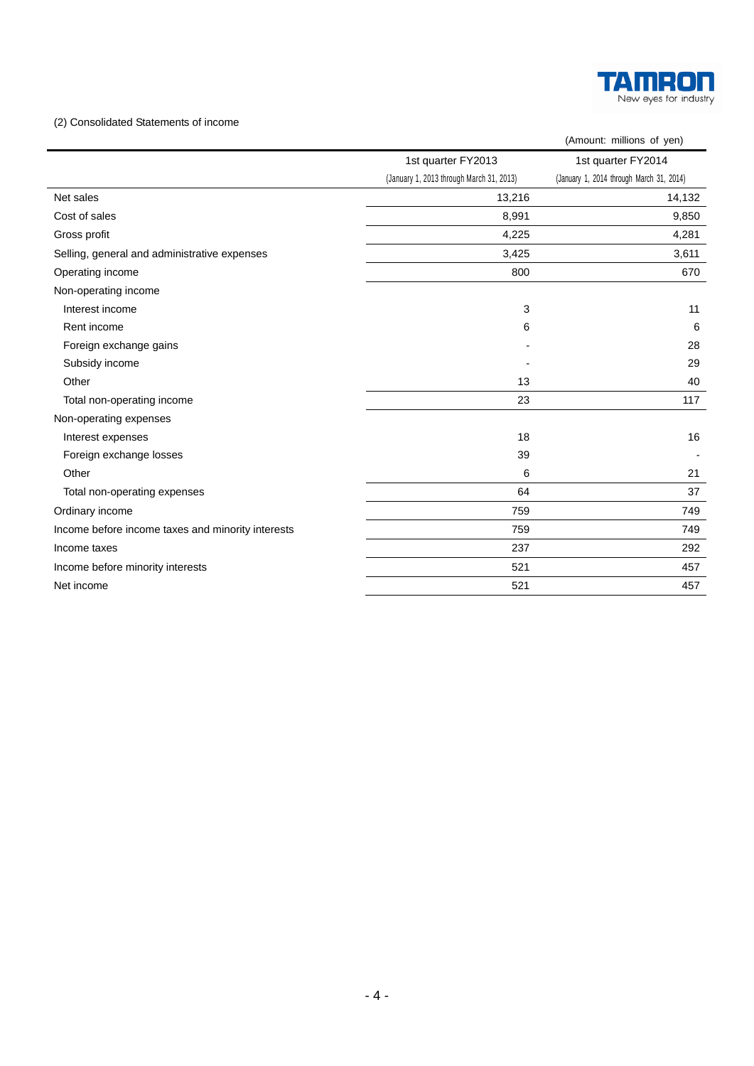(2) Consolidated Statements of income

(Amount: millions of yen)

| | 1st quarter FY2013 (January 1, 2013 through March 31, 2013) | 1st quarter FY2014 (January 1, 2014 through March 31, 2014) |
|---|---|---|
| Net sales | 13,216 | 14,132 |
| Cost of sales | 8,991 | 9,850 |
| Gross profit | 4,225 | 4,281 |
| Selling, general and administrative expenses | 3,425 | 3,611 |
| Operating income | 800 | 670 |
| Non-operating income | | |
| Interest income | 3 | 11 |
| Rent income | 6 | 6 |
| Foreign exchange gains | - | 28 |
| Subsidy income | - | 29 |
| Other | 13 | 40 |
| Total non-operating income | 23 | 117 |
| Non-operating expenses | | |
| Interest expenses | 18 | 16 |
| Foreign exchange losses | 39 | - |
| Other | 6 | 21 |
| Total non-operating expenses | 64 | 37 |
| Ordinary income | 759 | 749 |
| Income before income taxes and minority interests | 759 | 749 |
| Income taxes | 237 | 292 |
| Income before minority interests | 521 | 457 |
| Net income | 521 | 457 |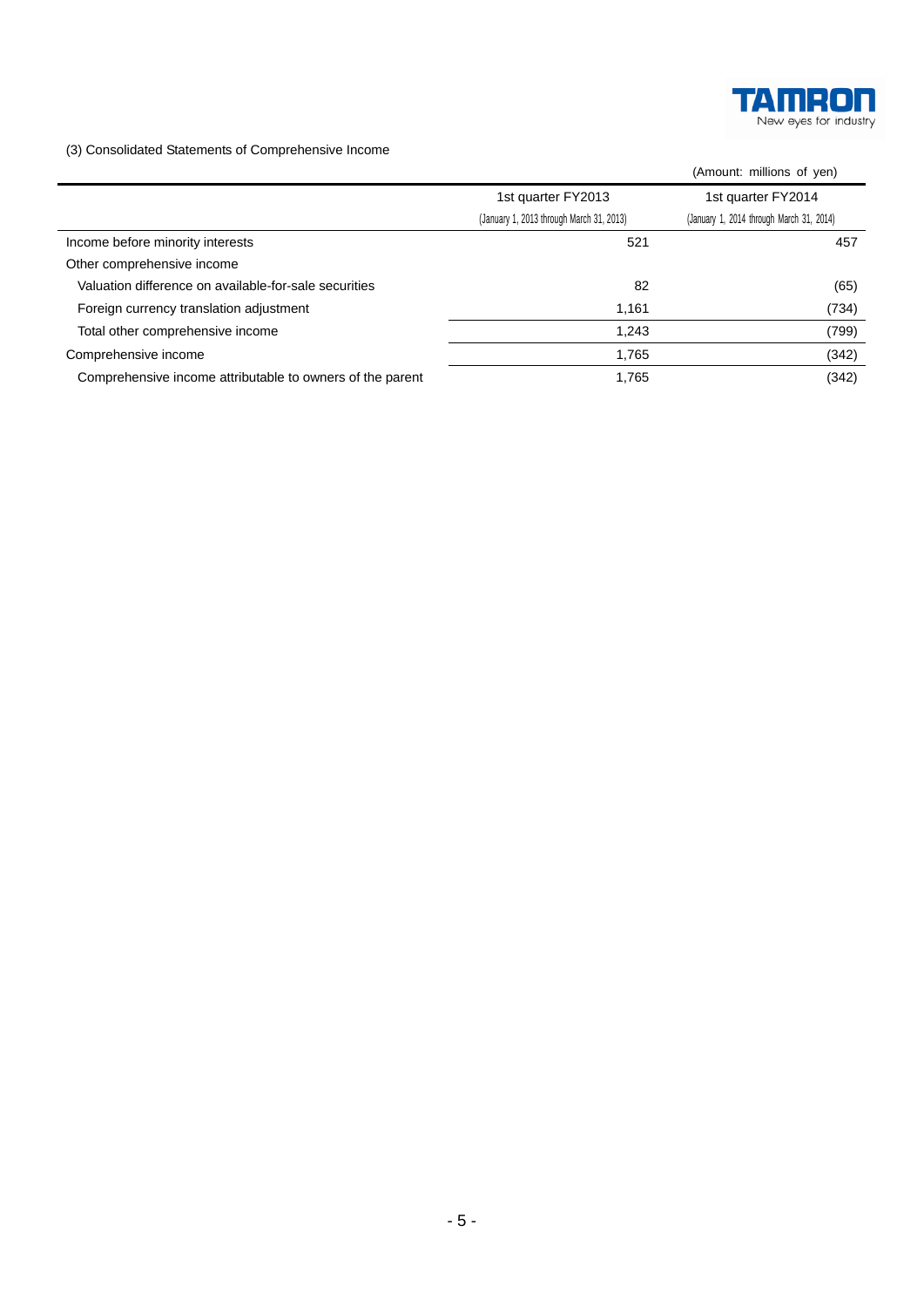(3) Consolidated Statements of Comprehensive Income

(Amount: millions of yen)

| | 1st quarter FY2013 (January 1, 2013 through March 31, 2013) | 1st quarter FY2014 (January 1, 2014 through March 31, 2014) |
|---|---|---|
| Income before minority interests | 521 | 457 |
| Other comprehensive income | | |
| Valuation difference on available-for-sale securities | 82 | (65) |
| Foreign currency translation adjustment | 1,161 | (734) |
| Total other comprehensive income | 1,243 | (799) |
| Comprehensive income | 1,765 | (342) |
| Comprehensive income attributable to owners of the parent | 1,765 | (342) |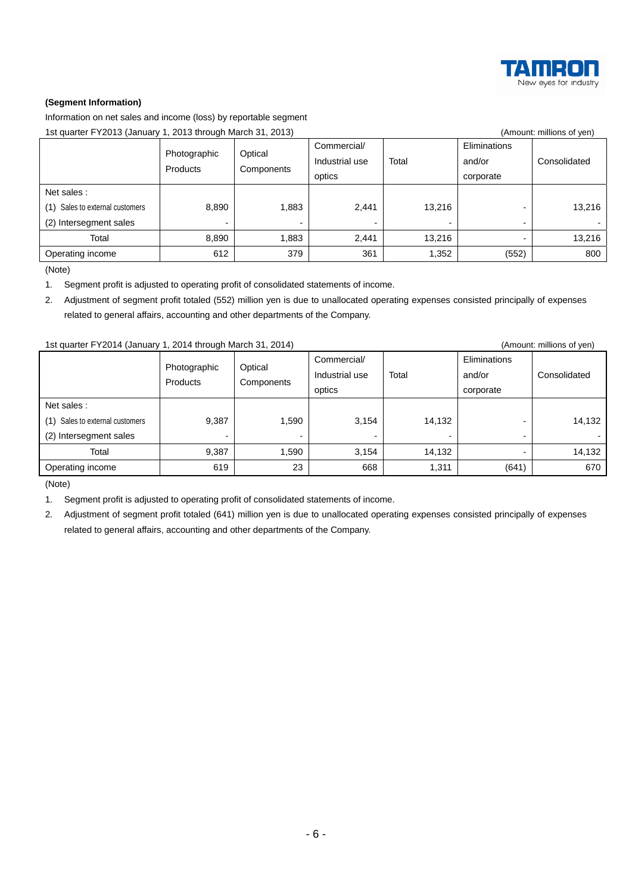**(Segment Information)**

Information on net sales and income (loss) by reportable segment

1st quarter FY2013 (January 1, 2013 through March 31, 2013)

(Amount: millions of yen)

| | Photographic Products | Optical Components | Commercial/ Industrial use optics | Total | Eliminations and/or corporate | Consolidated |
|---|---|---|---|---|---|---|
| Net sales : | | | | | | |
| (1) Sales to external customers | 8,890 | 1,883 | 2,441 | 13,216 | - | 13,216 |
| (2) Intersegment sales | - | - | - | - | - | - |
| Total | 8,890 | 1,883 | 2,441 | 13,216 | - | 13,216 |
| Operating income | 612 | 379 | 361 | 1,352 | (552) | 800 |

(Note)

1. Segment profit is adjusted to operating profit of consolidated statements of income.
2. Adjustment of segment profit totaled (552) million yen is due to unallocated operating expenses consisted principally of expenses related to general affairs, accounting and other departments of the Company.

1st quarter FY2014 (January 1, 2014 through March 31, 2014)

(Amount: millions of yen)

| | Photographic Products | Optical Components | Commercial/ Industrial use optics | Total | Eliminations and/or corporate | Consolidated |
|---|---|---|---|---|---|---|
| Net sales : | | | | | | |
| (1) Sales to external customers | 9,387 | 1,590 | 3,154 | 14,132 | - | 14,132 |
| (2) Intersegment sales | - | - | - | - | - | - |
| Total | 9,387 | 1,590 | 3,154 | 14,132 | - | 14,132 |
| Operating income | 619 | 23 | 668 | 1,311 | (641) | 670 |

(Note)

1. Segment profit is adjusted to operating profit of consolidated statements of income.
2. Adjustment of segment profit totaled (641) million yen is due to unallocated operating expenses consisted principally of expenses related to general affairs, accounting and other departments of the Company.